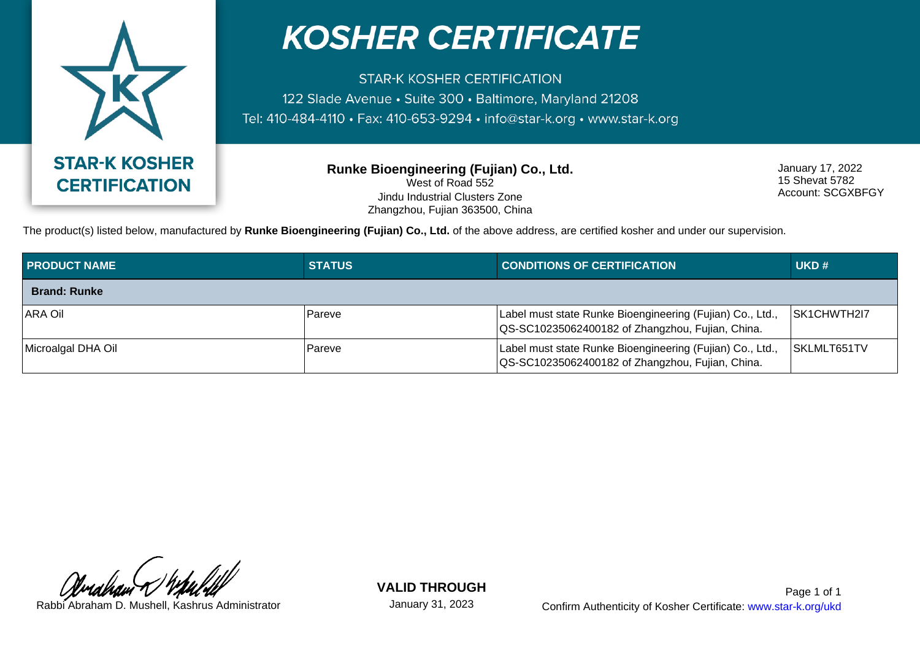# KOSHER CERTIFICATE

STAR-K KOSHER CERTIFICATION
122 Slade Avenue • Suite 300 • Baltimore, Maryland 21208
Tel: 410-484-4110 • Fax: 410-653-9294 • info@star-k.org • www.star-k.org

STAR-K KOSHER CERTIFICATION

**Runke Bioengineering (Fujian) Co., Ltd.**
West of Road 552
Jindu Industrial Clusters Zone
Zhangzhou, Fujian 363500, China

January 17, 2022
15 Shevat 5782
Account: SCGXBFGY

The product(s) listed below, manufactured by **Runke Bioengineering (Fujian) Co., Ltd.** of the above address, are certified kosher and under our supervision.

| PRODUCT NAME | STATUS | CONDITIONS OF CERTIFICATION | UKD # |
|---|---|---|---|
| **Brand: Runke** | | | |
| ARA Oil | Pareve | Label must state Runke Bioengineering (Fujian) Co., Ltd., QS-SC10235062400182 of Zhangzhou, Fujian, China. | SK1CHWTH2I7 |
| Microalgal DHA Oil | Pareve | Label must state Runke Bioengineering (Fujian) Co., Ltd., QS-SC10235062400182 of Zhangzhou, Fujian, China. | SKLMLT651TV |

Rabbi Abraham D. Mushell, Kashrus Administrator

**VALID THROUGH**
January 31, 2023

Confirm Authenticity of Kosher Certificate: www.star-k.org/ukd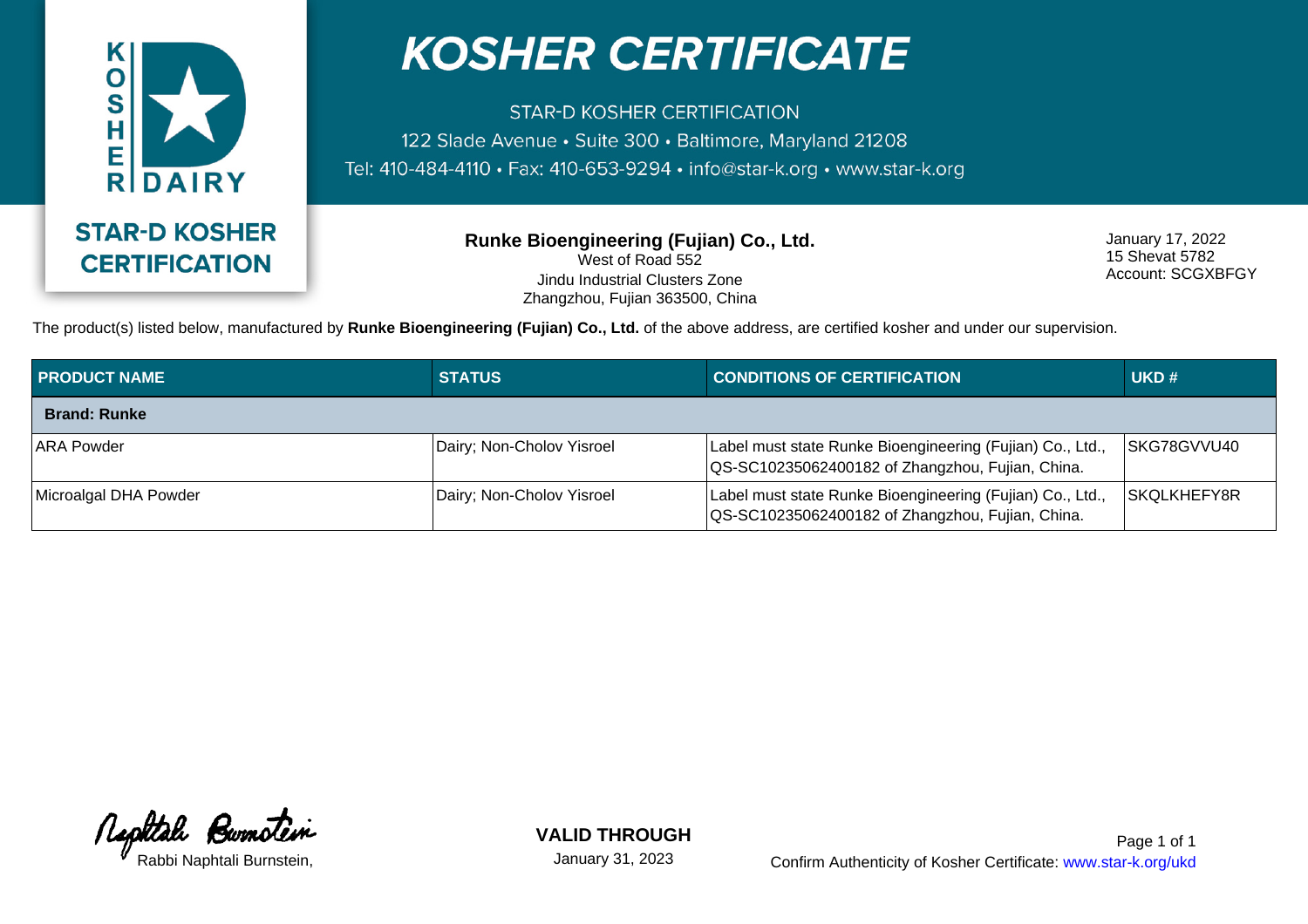# KOSHER CERTIFICATE

STAR-D KOSHER CERTIFICATION
122 Slade Avenue • Suite 300 • Baltimore, Maryland 21208
Tel: 410-484-4110 • Fax: 410-653-9294 • info@star-k.org • www.star-k.org

KOSHER DAIRY

**STAR-D KOSHER CERTIFICATION**

**Runke Bioengineering (Fujian) Co., Ltd.**
West of Road 552
Jindu Industrial Clusters Zone
Zhangzhou, Fujian 363500, China

January 17, 2022
15 Shevat 5782
Account: SCGXBFGY

The product(s) listed below, manufactured by **Runke Bioengineering (Fujian) Co., Ltd.** of the above address, are certified kosher and under our supervision.

| PRODUCT NAME | STATUS | CONDITIONS OF CERTIFICATION | UKD # |
|---|---|---|---|
| **Brand: Runke** | | | |
| ARA Powder | Dairy; Non-Cholov Yisroel | Label must state Runke Bioengineering (Fujian) Co., Ltd., QS-SC10235062400182 of Zhangzhou, Fujian, China. | SKG78GVVU40 |
| Microalgal DHA Powder | Dairy; Non-Cholov Yisroel | Label must state Runke Bioengineering (Fujian) Co., Ltd., QS-SC10235062400182 of Zhangzhou, Fujian, China. | SKQLKHEFY8R |

Naphtali Burnstein
Rabbi Naphtali Burnstein,

**VALID THROUGH**
January 31, 2023

Confirm Authenticity of Kosher Certificate: www.star-k.org/ukd